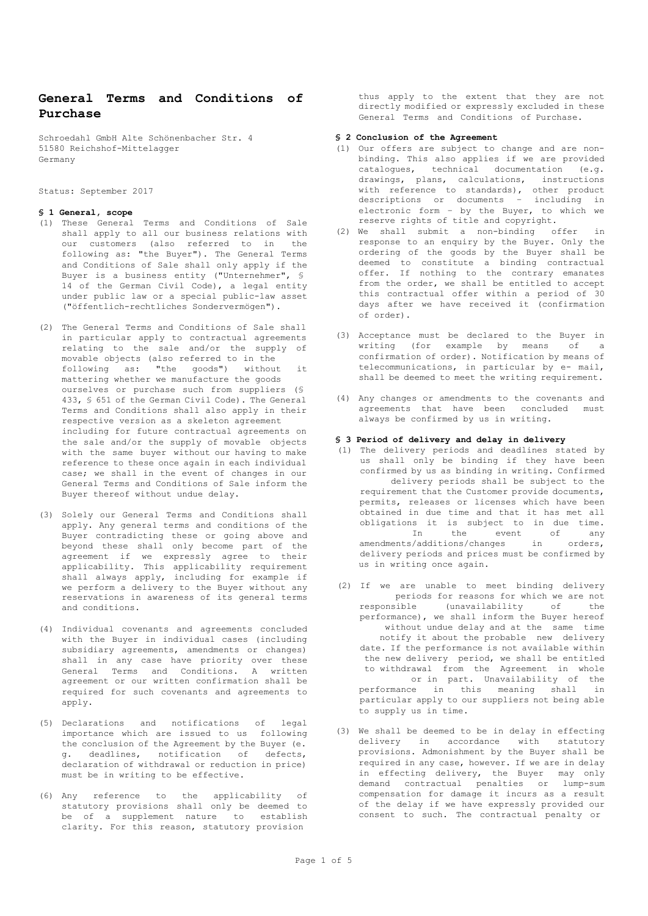# General Terms and Conditions of Purchase

Schroedahl GmbH Alte Schönenbacher Str. 4
51580 Reichshof-Mittelagger
Germany

Status: September 2017

### § 1 General, scope

(1) These General Terms and Conditions of Sale shall apply to all our business relations with our customers (also referred to in the following as: "the Buyer"). The General Terms and Conditions of Sale shall only apply if the Buyer is a business entity ("Unternehmer", § 14 of the German Civil Code), a legal entity under public law or a special public-law asset ("öffentlich-rechtliches Sondervermögen").

(2) The General Terms and Conditions of Sale shall in particular apply to contractual agreements relating to the sale and/or the supply of movable objects (also referred to in the following as: "the goods") without it mattering whether we manufacture the goods ourselves or purchase such from suppliers (§ 433, § 651 of the German Civil Code). The General Terms and Conditions shall also apply in their respective version as a skeleton agreement including for future contractual agreements on the sale and/or the supply of movable objects with the same buyer without our having to make reference to these once again in each individual case; we shall in the event of changes in our General Terms and Conditions of Sale inform the Buyer thereof without undue delay.

(3) Solely our General Terms and Conditions shall apply. Any general terms and conditions of the Buyer contradicting these or going above and beyond these shall only become part of the agreement if we expressly agree to their applicability. This applicability requirement shall always apply, including for example if we perform a delivery to the Buyer without any reservations in awareness of its general terms and conditions.

(4) Individual covenants and agreements concluded with the Buyer in individual cases (including subsidiary agreements, amendments or changes) shall in any case have priority over these General Terms and Conditions. A written agreement or our written confirmation shall be required for such covenants and agreements to apply.

(5) Declarations and notifications of legal importance which are issued to us following the conclusion of the Agreement by the Buyer (e. g. deadlines, notification of defects, declaration of withdrawal or reduction in price) must be in writing to be effective.

(6) Any reference to the applicability of statutory provisions shall only be deemed to be of a supplement nature to establish clarity. For this reason, statutory provision thus apply to the extent that they are not directly modified or expressly excluded in these General Terms and Conditions of Purchase.

### § 2 Conclusion of the Agreement

(1) Our offers are subject to change and are non-binding. This also applies if we are provided catalogues, technical documentation (e.g. drawings, plans, calculations, instructions with reference to standards), other product descriptions or documents – including in electronic form – by the Buyer, to which we reserve rights of title and copyright.

(2) We shall submit a non-binding offer in response to an enquiry by the Buyer. Only the ordering of the goods by the Buyer shall be deemed to constitute a binding contractual offer. If nothing to the contrary emanates from the order, we shall be entitled to accept this contractual offer within a period of 30 days after we have received it (confirmation of order).

(3) Acceptance must be declared to the Buyer in writing (for example by means of a confirmation of order). Notification by means of telecommunications, in particular by e- mail, shall be deemed to meet the writing requirement.

(4) Any changes or amendments to the covenants and agreements that have been concluded must always be confirmed by us in writing.

### § 3 Period of delivery and delay in delivery

(1) The delivery periods and deadlines stated by us shall only be binding if they have been confirmed by us as binding in writing. Confirmed delivery periods shall be subject to the requirement that the Customer provide documents, permits, releases or licenses which have been obtained in due time and that it has met all obligations it is subject to in due time. In the event of any amendments/additions/changes in orders, delivery periods and prices must be confirmed by us in writing once again.

(2) If we are unable to meet binding delivery periods for reasons for which we are not responsible (unavailability of the performance), we shall inform the Buyer hereof without undue delay and at the same time notify it about the probable new delivery date. If the performance is not available within the new delivery period, we shall be entitled to withdrawal from the Agreement in whole or in part. Unavailability of the performance in this meaning shall in particular apply to our suppliers not being able to supply us in time.

(3) We shall be deemed to be in delay in effecting delivery in accordance with statutory provisions. Admonishment by the Buyer shall be required in any case, however. If we are in delay in effecting delivery, the Buyer may only demand contractual penalties or lump-sum compensation for damage it incurs as a result of the delay if we have expressly provided our consent to such. The contractual penalty or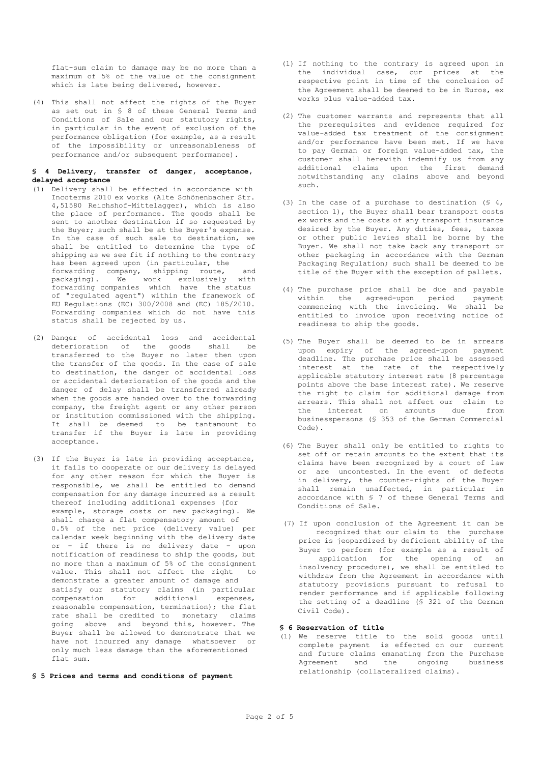flat-sum claim to damage may be no more than a maximum of 5% of the value of the consignment which is late being delivered, however.

(4) This shall not affect the rights of the Buyer as set out in § 8 of these General Terms and Conditions of Sale and our statutory rights, in particular in the event of exclusion of the performance obligation (for example, as a result of the impossibility or unreasonableness of performance and/or subsequent performance).

## § 4 Delivery, transfer of danger, acceptance, delayed acceptance

(1) Delivery shall be effected in accordance with Incoterms 2010 ex works (Alte Schönenbacher Str. 4,51580 Reichshof-Mittelagger), which is also the place of performance. The goods shall be sent to another destination if so requested by the Buyer; such shall be at the Buyer's expense. In the case of such sale to destination, we shall be entitled to determine the type of shipping as we see fit if nothing to the contrary has been agreed upon (in particular, the forwarding company, shipping route, and packaging). We work exclusively with forwarding companies which have the status of "regulated agent") within the framework of EU Regulations (EC) 300/2008 and (EC) 185/2010. Forwarding companies which do not have this status shall be rejected by us.

(2) Danger of accidental loss and accidental deterioration of the goods shall be transferred to the Buyer no later then upon the transfer of the goods. In the case of sale to destination, the danger of accidental loss or accidental deterioration of the goods and the danger of delay shall be transferred already when the goods are handed over to the forwarding company, the freight agent or any other person or institution commissioned with the shipping. It shall be deemed to be tantamount to transfer if the Buyer is late in providing acceptance.

(3) If the Buyer is late in providing acceptance, it fails to cooperate or our delivery is delayed for any other reason for which the Buyer is responsible, we shall be entitled to demand compensation for any damage incurred as a result thereof including additional expenses (for example, storage costs or new packaging). We shall charge a flat compensatory amount of 0.5% of the net price (delivery value) per calendar week beginning with the delivery date or - if there is no delivery date - upon notification of readiness to ship the goods, but no more than a maximum of 5% of the consignment value. This shall not affect the right to demonstrate a greater amount of damage and satisfy our statutory claims (in particular compensation for additional expenses, reasonable compensation, termination); the flat rate shall be credited to monetary claims going above and beyond this, however. The Buyer shall be allowed to demonstrate that we have not incurred any damage whatsoever or only much less damage than the aforementioned flat sum.

## § 5 Prices and terms and conditions of payment

(1) If nothing to the contrary is agreed upon in the individual case, our prices at the respective point in time of the conclusion of the Agreement shall be deemed to be in Euros, ex works plus value-added tax.

(2) The customer warrants and represents that all the prerequisites and evidence required for value-added tax treatment of the consignment and/or performance have been met. If we have to pay German or foreign value-added tax, the customer shall herewith indemnify us from any additional claims upon the first demand notwithstanding any claims above and beyond such.

(3) In the case of a purchase to destination (§ 4, section 1), the Buyer shall bear transport costs ex works and the costs of any transport insurance desired by the Buyer. Any duties, fees, taxes or other public levies shall be borne by the Buyer. We shall not take back any transport or other packaging in accordance with the German Packaging Regulation; such shall be deemed to be title of the Buyer with the exception of pallets.

(4) The purchase price shall be due and payable within the agreed-upon period payment commencing with the invoicing. We shall be entitled to invoice upon receiving notice of readiness to ship the goods.

(5) The Buyer shall be deemed to be in arrears upon expiry of the agreed-upon payment deadline. The purchase price shall be assessed interest at the rate of the respectively applicable statutory interest rate (8 percentage points above the base interest rate). We reserve the right to claim for additional damage from arrears. This shall not affect our claim to the interest on amounts due from businesspersons (§ 353 of the German Commercial Code).

(6) The Buyer shall only be entitled to rights to set off or retain amounts to the extent that its claims have been recognized by a court of law or are uncontested. In the event of defects in delivery, the counter-rights of the Buyer shall remain unaffected, in particular in accordance with § 7 of these General Terms and Conditions of Sale.

(7) If upon conclusion of the Agreement it can be recognized that our claim to the purchase price is jeopardized by deficient ability of the Buyer to perform (for example as a result of application for the opening of an insolvency procedure), we shall be entitled to withdraw from the Agreement in accordance with statutory provisions pursuant to refusal to render performance and if applicable following the setting of a deadline (§ 321 of the German Civil Code).

## § 6 Reservation of title

(1) We reserve title to the sold goods until complete payment is effected on our current and future claims emanating from the Purchase Agreement and the ongoing business relationship (collateralized claims).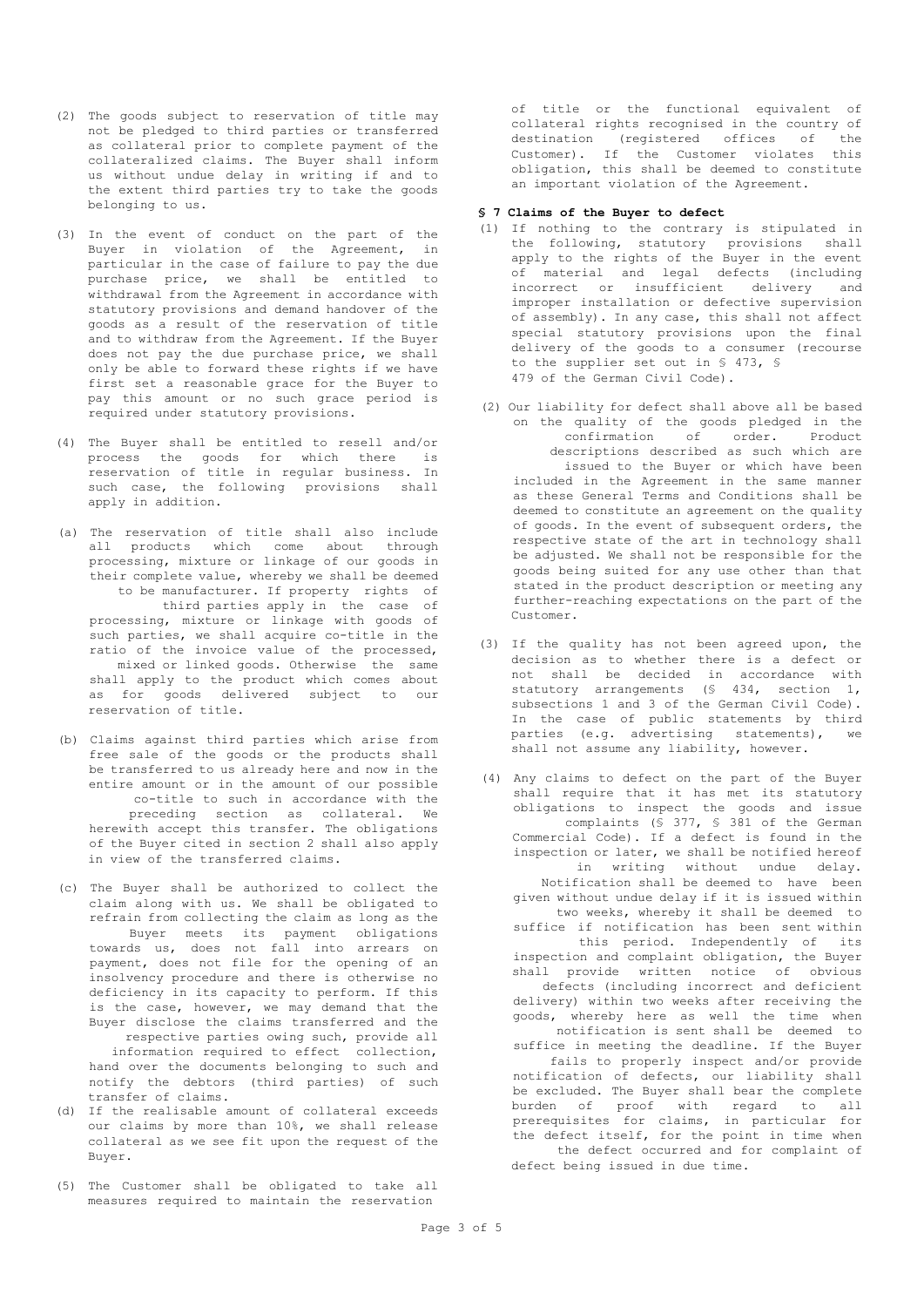(2) The goods subject to reservation of title may not be pledged to third parties or transferred as collateral prior to complete payment of the collateralized claims. The Buyer shall inform us without undue delay in writing if and to the extent third parties try to take the goods belonging to us.

(3) In the event of conduct on the part of the Buyer in violation of the Agreement, in particular in the case of failure to pay the due purchase price, we shall be entitled to withdrawal from the Agreement in accordance with statutory provisions and demand handover of the goods as a result of the reservation of title and to withdraw from the Agreement. If the Buyer does not pay the due purchase price, we shall only be able to forward these rights if we have first set a reasonable grace for the Buyer to pay this amount or no such grace period is required under statutory provisions.

(4) The Buyer shall be entitled to resell and/or process the goods for which there is reservation of title in regular business. In such case, the following provisions shall apply in addition.

(a) The reservation of title shall also include all products which come about through processing, mixture or linkage of our goods in their complete value, whereby we shall be deemed to be manufacturer. If property rights of third parties apply in the case of processing, mixture or linkage with goods of such parties, we shall acquire co-title in the ratio of the invoice value of the processed, mixed or linked goods. Otherwise the same shall apply to the product which comes about as for goods delivered subject to our reservation of title.

(b) Claims against third parties which arise from free sale of the goods or the products shall be transferred to us already here and now in the entire amount or in the amount of our possible co-title to such in accordance with the preceding section as collateral. We herewith accept this transfer. The obligations of the Buyer cited in section 2 shall also apply in view of the transferred claims.

(c) The Buyer shall be authorized to collect the claim along with us. We shall be obligated to refrain from collecting the claim as long as the Buyer meets its payment obligations towards us, does not fall into arrears on payment, does not file for the opening of an insolvency procedure and there is otherwise no deficiency in its capacity to perform. If this is the case, however, we may demand that the Buyer disclose the claims transferred and the respective parties owing such, provide all information required to effect collection, hand over the documents belonging to such and notify the debtors (third parties) of such transfer of claims.

(d) If the realisable amount of collateral exceeds our claims by more than 10%, we shall release collateral as we see fit upon the request of the Buyer.

(5) The Customer shall be obligated to take all measures required to maintain the reservation of title or the functional equivalent of collateral rights recognised in the country of destination (registered offices of the Customer). If the Customer violates this obligation, this shall be deemed to constitute an important violation of the Agreement.

**§ 7 Claims of the Buyer to defect**

(1) If nothing to the contrary is stipulated in the following, statutory provisions shall apply to the rights of the Buyer in the event of material and legal defects (including incorrect or insufficient delivery and improper installation or defective supervision of assembly). In any case, this shall not affect special statutory provisions upon the final delivery of the goods to a consumer (recourse to the supplier set out in § 473, § 479 of the German Civil Code).

(2) Our liability for defect shall above all be based on the quality of the goods pledged in the confirmation of order. Product descriptions described as such which are issued to the Buyer or which have been included in the Agreement in the same manner as these General Terms and Conditions shall be deemed to constitute an agreement on the quality of goods. In the event of subsequent orders, the respective state of the art in technology shall be adjusted. We shall not be responsible for the goods being suited for any use other than that stated in the product description or meeting any further-reaching expectations on the part of the Customer.

(3) If the quality has not been agreed upon, the decision as to whether there is a defect or not shall be decided in accordance with statutory arrangements (§ 434, section 1, subsections 1 and 3 of the German Civil Code). In the case of public statements by third parties (e.g. advertising statements), we shall not assume any liability, however.

(4) Any claims to defect on the part of the Buyer shall require that it has met its statutory obligations to inspect the goods and issue complaints (§ 377, § 381 of the German Commercial Code). If a defect is found in the inspection or later, we shall be notified hereof in writing without undue delay. Notification shall be deemed to have been given without undue delay if it is issued within two weeks, whereby it shall be deemed to suffice if notification has been sent within this period. Independently of its inspection and complaint obligation, the Buyer shall provide written notice of obvious defects (including incorrect and deficient delivery) within two weeks after receiving the goods, whereby here as well the time when notification is sent shall be deemed to suffice in meeting the deadline. If the Buyer fails to properly inspect and/or provide notification of defects, our liability shall be excluded. The Buyer shall bear the complete burden of proof with regard to all prerequisites for claims, in particular for the defect itself, for the point in time when the defect occurred and for complaint of defect being issued in due time.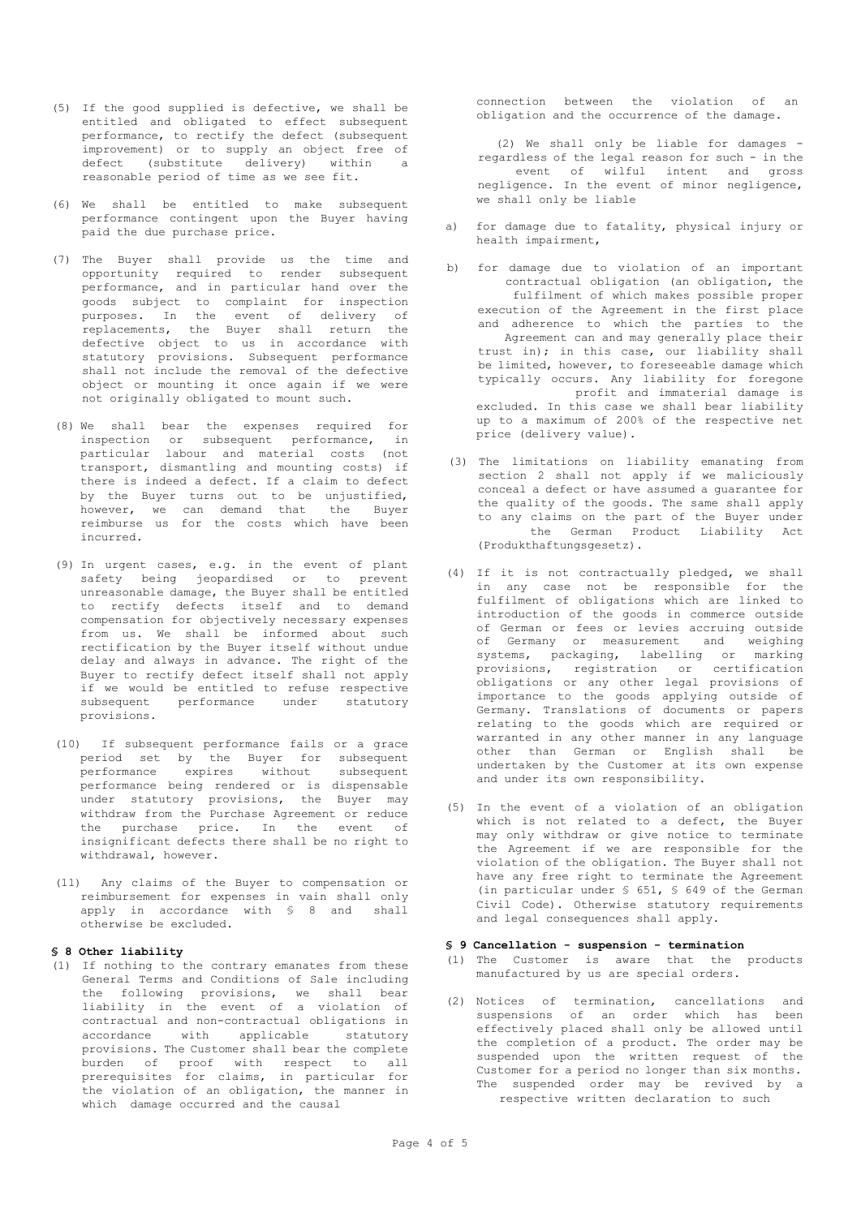(5) If the good supplied is defective, we shall be entitled and obligated to effect subsequent performance, to rectify the defect (subsequent improvement) or to supply an object free of defect (substitute delivery) within a reasonable period of time as we see fit.

(6) We shall be entitled to make subsequent performance contingent upon the Buyer having paid the due purchase price.

(7) The Buyer shall provide us the time and opportunity required to render subsequent performance, and in particular hand over the goods subject to complaint for inspection purposes. In the event of delivery of replacements, the Buyer shall return the defective object to us in accordance with statutory provisions. Subsequent performance shall not include the removal of the defective object or mounting it once again if we were not originally obligated to mount such.

(8) We shall bear the expenses required for inspection or subsequent performance, in particular labour and material costs (not transport, dismantling and mounting costs) if there is indeed a defect. If a claim to defect by the Buyer turns out to be unjustified, however, we can demand that the Buyer reimburse us for the costs which have been incurred.

(9) In urgent cases, e.g. in the event of plant safety being jeopardised or to prevent unreasonable damage, the Buyer shall be entitled to rectify defects itself and to demand compensation for objectively necessary expenses from us. We shall be informed about such rectification by the Buyer itself without undue delay and always in advance. The right of the Buyer to rectify defect itself shall not apply if we would be entitled to refuse respective subsequent performance under statutory provisions.

(10) If subsequent performance fails or a grace period set by the Buyer for subsequent performance expires without subsequent performance being rendered or is dispensable under statutory provisions, the Buyer may withdraw from the Purchase Agreement or reduce the purchase price. In the event of insignificant defects there shall be no right to withdrawal, however.

(11) Any claims of the Buyer to compensation or reimbursement for expenses in vain shall only apply in accordance with § 8 and shall otherwise be excluded.

**§ 8 Other liability**

(1) If nothing to the contrary emanates from these General Terms and Conditions of Sale including the following provisions, we shall bear liability in the event of a violation of contractual and non-contractual obligations in accordance with applicable statutory provisions. The Customer shall bear the complete burden of proof with respect to all prerequisites for claims, in particular for the violation of an obligation, the manner in which damage occurred and the causal connection between the violation of an obligation and the occurrence of the damage.

(2) We shall only be liable for damages - regardless of the legal reason for such - in the event of wilful intent and gross negligence. In the event of minor negligence, we shall only be liable

a) for damage due to fatality, physical injury or health impairment,

b) for damage due to violation of an important contractual obligation (an obligation, the fulfilment of which makes possible proper execution of the Agreement in the first place and adherence to which the parties to the Agreement can and may generally place their trust in); in this case, our liability shall be limited, however, to foreseeable damage which typically occurs. Any liability for foregone profit and immaterial damage is excluded. In this case we shall bear liability up to a maximum of 200% of the respective net price (delivery value).

(3) The limitations on liability emanating from section 2 shall not apply if we maliciously conceal a defect or have assumed a guarantee for the quality of the goods. The same shall apply to any claims on the part of the Buyer under the German Product Liability Act (Produkthaftungsgesetz).

(4) If it is not contractually pledged, we shall in any case not be responsible for the fulfilment of obligations which are linked to introduction of the goods in commerce outside of German or fees or levies accruing outside of Germany or measurement and weighing systems, packaging, labelling or marking provisions, registration or certification obligations or any other legal provisions of importance to the goods applying outside of Germany. Translations of documents or papers relating to the goods which are required or warranted in any other manner in any language other than German or English shall be undertaken by the Customer at its own expense and under its own responsibility.

(5) In the event of a violation of an obligation which is not related to a defect, the Buyer may only withdraw or give notice to terminate the Agreement if we are responsible for the violation of the obligation. The Buyer shall not have any free right to terminate the Agreement (in particular under § 651, § 649 of the German Civil Code). Otherwise statutory requirements and legal consequences shall apply.

**§ 9 Cancellation - suspension - termination**

(1) The Customer is aware that the products manufactured by us are special orders.

(2) Notices of termination, cancellations and suspensions of an order which has been effectively placed shall only be allowed until the completion of a product. The order may be suspended upon the written request of the Customer for a period no longer than six months. The suspended order may be revived by a respective written declaration to such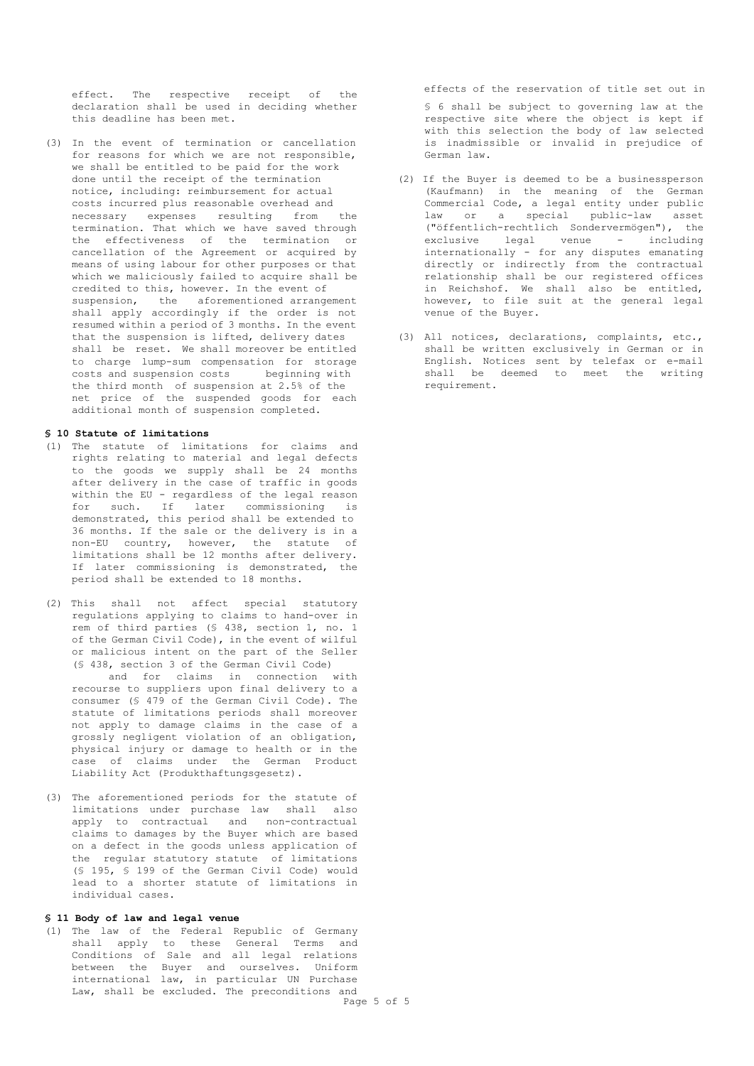effect. The respective receipt of the declaration shall be used in deciding whether this deadline has been met.

(3) In the event of termination or cancellation for reasons for which we are not responsible, we shall be entitled to be paid for the work done until the receipt of the termination notice, including: reimbursement for actual costs incurred plus reasonable overhead and necessary expenses resulting from the termination. That which we have saved through the effectiveness of the termination or cancellation of the Agreement or acquired by means of using labour for other purposes or that which we maliciously failed to acquire shall be credited to this, however. In the event of suspension, the aforementioned arrangement shall apply accordingly if the order is not resumed within a period of 3 months. In the event that the suspension is lifted, delivery dates shall be reset. We shall moreover be entitled to charge lump-sum compensation for storage costs and suspension costs beginning with the third month of suspension at 2.5% of the net price of the suspended goods for each additional month of suspension completed.

**§ 10 Statute of limitations**

(1) The statute of limitations for claims and rights relating to material and legal defects to the goods we supply shall be 24 months after delivery in the case of traffic in goods within the EU - regardless of the legal reason for such. If later commissioning is demonstrated, this period shall be extended to 36 months. If the sale or the delivery is in a non-EU country, however, the statute of limitations shall be 12 months after delivery. If later commissioning is demonstrated, the period shall be extended to 18 months.

(2) This shall not affect special statutory regulations applying to claims to hand-over in rem of third parties (§ 438, section 1, no. 1 of the German Civil Code), in the event of wilful or malicious intent on the part of the Seller (§ 438, section 3 of the German Civil Code) and for claims in connection with recourse to suppliers upon final delivery to a consumer (§ 479 of the German Civil Code). The statute of limitations periods shall moreover not apply to damage claims in the case of a grossly negligent violation of an obligation, physical injury or damage to health or in the case of claims under the German Product Liability Act (Produkthaftungsgesetz).

(3) The aforementioned periods for the statute of limitations under purchase law shall also apply to contractual and non-contractual claims to damages by the Buyer which are based on a defect in the goods unless application of the regular statutory statute of limitations (§ 195, § 199 of the German Civil Code) would lead to a shorter statute of limitations in individual cases.

**§ 11 Body of law and legal venue**

(1) The law of the Federal Republic of Germany shall apply to these General Terms and Conditions of Sale and all legal relations between the Buyer and ourselves. Uniform international law, in particular UN Purchase Law, shall be excluded. The preconditions and effects of the reservation of title set out in § 6 shall be subject to governing law at the respective site where the object is kept if with this selection the body of law selected is inadmissible or invalid in prejudice of German law.

(2) If the Buyer is deemed to be a businessperson (Kaufmann) in the meaning of the German Commercial Code, a legal entity under public law or a special public-law asset ("öffentlich-rechtlich Sondervermögen"), the exclusive legal venue - including internationally - for any disputes emanating directly or indirectly from the contractual relationship shall be our registered offices in Reichshof. We shall also be entitled, however, to file suit at the general legal venue of the Buyer.

(3) All notices, declarations, complaints, etc., shall be written exclusively in German or in English. Notices sent by telefax or e-mail shall be deemed to meet the writing requirement.